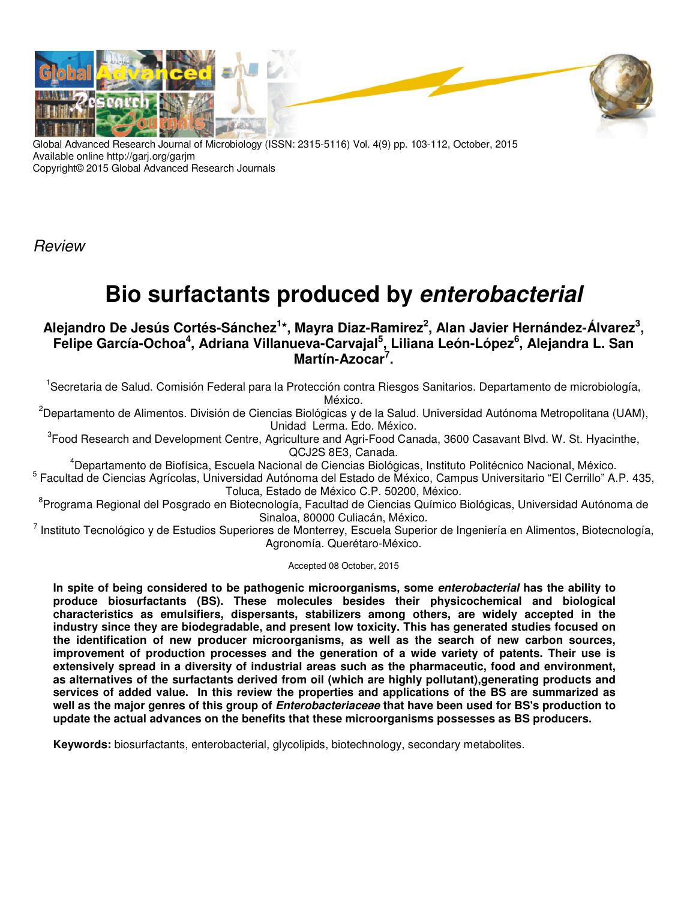Global Advanced Research Journal of Microbiology (ISSN: 2315-5116) Vol. 4(9) pp. 103-112, October, 2015
Available online http://garj.org/garjm
Copyright© 2015 Global Advanced Research Journals

*Review*

# Bio surfactants produced by *enterobacterial*

**Alejandro De Jesús Cortés-Sánchez[1]\*, Mayra Diaz-Ramirez[2], Alan Javier Hernández-Álvarez[3], Felipe García-Ochoa[4], Adriana Villanueva-Carvajal[5], Liliana León-López[6], Alejandra L. San Martín-Azocar[7].**

[1]Secretaria de Salud. Comisión Federal para la Protección contra Riesgos Sanitarios. Departamento de microbiología, México.

[2]Departamento de Alimentos. División de Ciencias Biológicas y de la Salud. Universidad Autónoma Metropolitana (UAM), Unidad Lerma. Edo. México.

[3]Food Research and Development Centre, Agriculture and Agri-Food Canada, 3600 Casavant Blvd. W. St. Hyacinthe, QCJ2S 8E3, Canada.

[4]Departamento de Biofísica, Escuela Nacional de Ciencias Biológicas, Instituto Politécnico Nacional, México.

[5] Facultad de Ciencias Agrícolas, Universidad Autónoma del Estado de México, Campus Universitario "El Cerrillo" A.P. 435, Toluca, Estado de México C.P. 50200, México.

[8]Programa Regional del Posgrado en Biotecnología, Facultad de Ciencias Químico Biológicas, Universidad Autónoma de Sinaloa, 80000 Culiacán, México.

[7] Instituto Tecnológico y de Estudios Superiores de Monterrey, Escuela Superior de Ingeniería en Alimentos, Biotecnología, Agronomía. Querétaro-México.

Accepted 08 October, 2015

**In spite of being considered to be pathogenic microorganisms, some *enterobacterial* has the ability to produce biosurfactants (BS). These molecules besides their physicochemical and biological characteristics as emulsifiers, dispersants, stabilizers among others, are widely accepted in the industry since they are biodegradable, and present low toxicity. This has generated studies focused on the identification of new producer microorganisms, as well as the search of new carbon sources, improvement of production processes and the generation of a wide variety of patents. Their use is extensively spread in a diversity of industrial areas such as the pharmaceutic, food and environment, as alternatives of the surfactants derived from oil (which are highly pollutant),generating products and services of added value. In this review the properties and applications of the BS are summarized as well as the major genres of this group of *Enterobacteriaceae* that have been used for BS's production to update the actual advances on the benefits that these microorganisms possesses as BS producers.**

**Keywords:** biosurfactants, enterobacterial, glycolipids, biotechnology, secondary metabolites.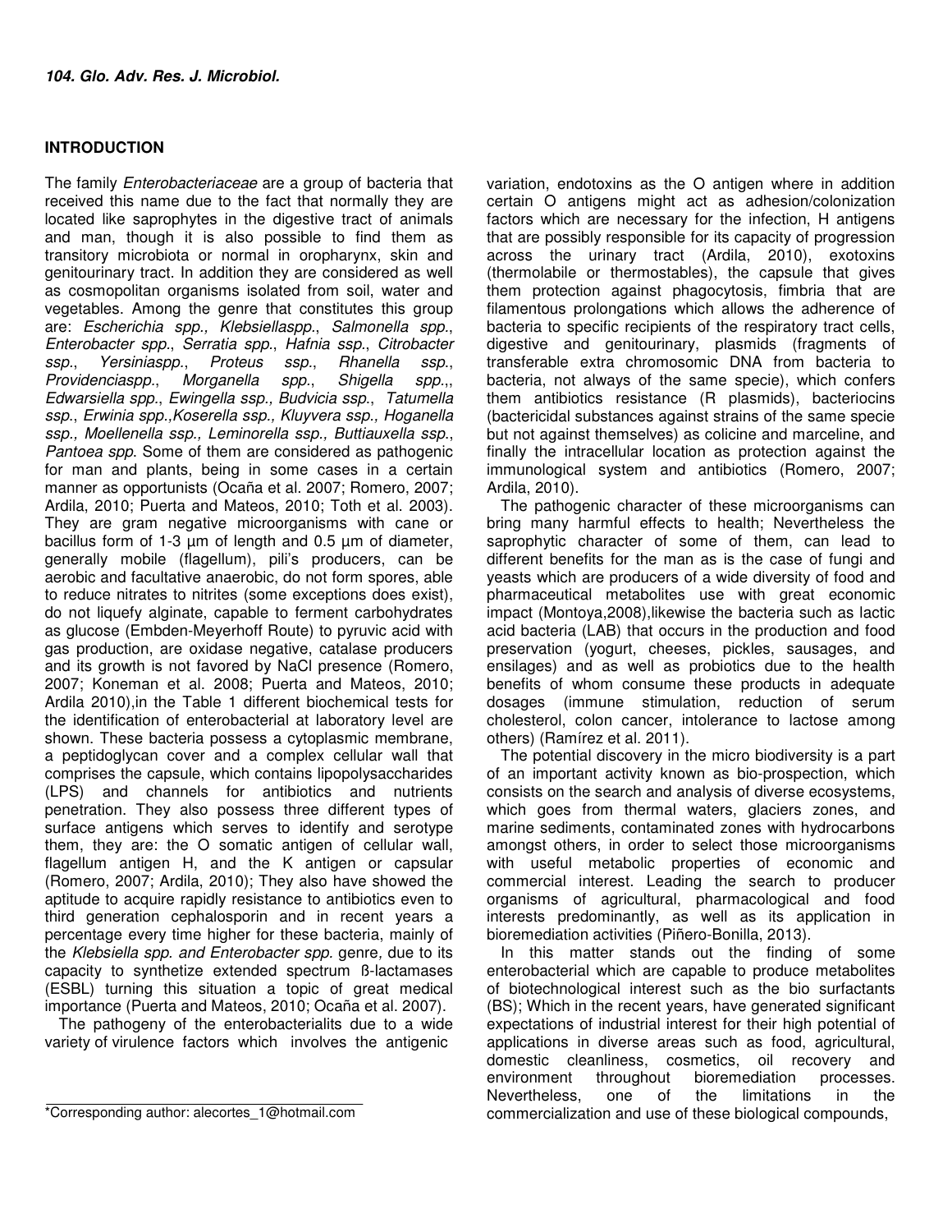## INTRODUCTION

The family *Enterobacteriaceae* are a group of bacteria that received this name due to the fact that normally they are located like saprophytes in the digestive tract of animals and man, though it is also possible to find them as transitory microbiota or normal in oropharynx, skin and genitourinary tract. In addition they are considered as well as cosmopolitan organisms isolated from soil, water and vegetables. Among the genre that constitutes this group are: *Escherichia spp., Klebsiellaspp., Salmonella spp., Enterobacter spp., Serratia spp., Hafnia ssp., Citrobacter ssp., Yersiniaspp., Proteus ssp., Rhanella ssp., Providenciaspp., Morganella spp., Shigella spp.,, Edwarsiella spp., Ewingella ssp., Budvicia ssp., Tatumella ssp., Erwinia spp.,Koserella ssp., Kluyvera ssp., Hoganella ssp., Moellenella ssp., Leminorella ssp., Buttiauxella ssp., Pantoea spp.* Some of them are considered as pathogenic for man and plants, being in some cases in a certain manner as opportunists (Ocaña et al. 2007; Romero, 2007; Ardila, 2010; Puerta and Mateos, 2010; Toth et al. 2003). They are gram negative microorganisms with cane or bacillus form of 1-3 µm of length and 0.5 µm of diameter, generally mobile (flagellum), pili's producers, can be aerobic and facultative anaerobic, do not form spores, able to reduce nitrates to nitrites (some exceptions does exist), do not liquefy alginate, capable to ferment carbohydrates as glucose (Embden-Meyerhoff Route) to pyruvic acid with gas production, are oxidase negative, catalase producers and its growth is not favored by NaCl presence (Romero, 2007; Koneman et al. 2008; Puerta and Mateos, 2010; Ardila 2010),in the Table 1 different biochemical tests for the identification of enterobacterial at laboratory level are shown. These bacteria possess a cytoplasmic membrane, a peptidoglycan cover and a complex cellular wall that comprises the capsule, which contains lipopolysaccharides (LPS) and channels for antibiotics and nutrients penetration. They also possess three different types of surface antigens which serves to identify and serotype them, they are: the O somatic antigen of cellular wall, flagellum antigen H, and the K antigen or capsular (Romero, 2007; Ardila, 2010); They also have showed the aptitude to acquire rapidly resistance to antibiotics even to third generation cephalosporin and in recent years a percentage every time higher for these bacteria, mainly of the *Klebsiella spp. and Enterobacter spp.* genre*,* due to its capacity to synthetize extended spectrum ß-lactamases (ESBL) turning this situation a topic of great medical importance (Puerta and Mateos, 2010; Ocaña et al. 2007).

The pathogeny of the enterobacterialits due to a wide variety of virulence factors which involves the antigenic variation, endotoxins as the O antigen where in addition certain O antigens might act as adhesion/colonization factors which are necessary for the infection, H antigens that are possibly responsible for its capacity of progression across the urinary tract (Ardila, 2010), exotoxins (thermolabile or thermostables), the capsule that gives them protection against phagocytosis, fimbria that are filamentous prolongations which allows the adherence of bacteria to specific recipients of the respiratory tract cells, digestive and genitourinary, plasmids (fragments of transferable extra chromosomic DNA from bacteria to bacteria, not always of the same specie), which confers them antibiotics resistance (R plasmids), bacteriocins (bactericidal substances against strains of the same specie but not against themselves) as colicine and marceline, and finally the intracellular location as protection against the immunological system and antibiotics (Romero, 2007; Ardila, 2010).

The pathogenic character of these microorganisms can bring many harmful effects to health; Nevertheless the saprophytic character of some of them, can lead to different benefits for the man as is the case of fungi and yeasts which are producers of a wide diversity of food and pharmaceutical metabolites use with great economic impact (Montoya,2008),likewise the bacteria such as lactic acid bacteria (LAB) that occurs in the production and food preservation (yogurt, cheeses, pickles, sausages, and ensilages) and as well as probiotics due to the health benefits of whom consume these products in adequate dosages (immune stimulation, reduction of serum cholesterol, colon cancer, intolerance to lactose among others) (Ramírez et al. 2011).

The potential discovery in the micro biodiversity is a part of an important activity known as bio-prospection, which consists on the search and analysis of diverse ecosystems, which goes from thermal waters, glaciers zones, and marine sediments, contaminated zones with hydrocarbons amongst others, in order to select those microorganisms with useful metabolic properties of economic and commercial interest. Leading the search to producer organisms of agricultural, pharmacological and food interests predominantly, as well as its application in bioremediation activities (Piñero-Bonilla, 2013).

In this matter stands out the finding of some enterobacterial which are capable to produce metabolites of biotechnological interest such as the bio surfactants (BS); Which in the recent years, have generated significant expectations of industrial interest for their high potential of applications in diverse areas such as food, agricultural, domestic cleanliness, cosmetics, oil recovery and environment throughout bioremediation processes. Nevertheless, one of the limitations in the commercialization and use of these biological compounds,

*Corresponding author: alecortes_1@hotmail.com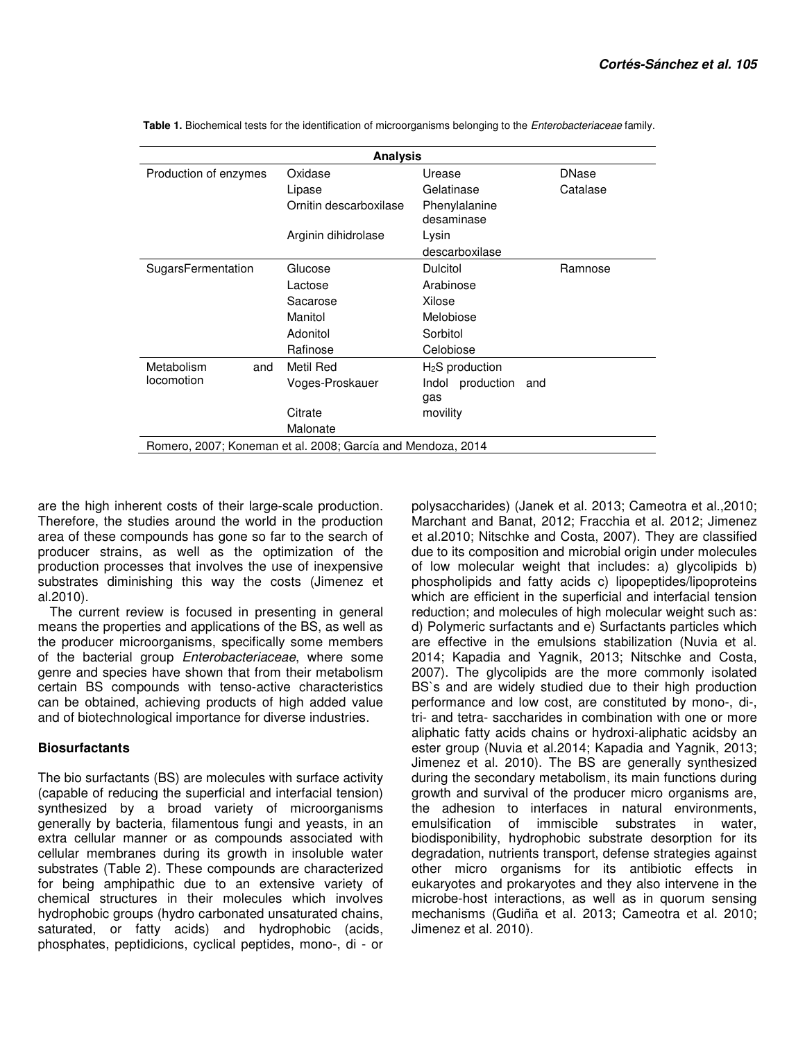**Table 1.** Biochemical tests for the identification of microorganisms belonging to the *Enterobacteriaceae* family.

| Analysis | | | |
|---|---|---|---|
| Production of enzymes | Oxidase | Urease | DNase |
| | Lipase | Gelatinase | Catalase |
| | Ornitin descarboxilase | Phenylalanine desaminase | |
| | Arginin dihidrolase | Lysin descarboxilase | |
| SugarsFermentation | Glucose | Dulcitol | Ramnose |
| | Lactose | Arabinose | |
| | Sacarose | Xilose | |
| | Manitol | Melobiose | |
| | Adonitol | Sorbitol | |
| | Rafinose | Celobiose | |
| Metabolism and locomotion | Metil Red | $H_2S$ production | |
| | Voges-Proskauer | Indol production and gas | |
| | Citrate | movility | |
| | Malonate | | |
| Romero, 2007; Koneman et al. 2008; García and Mendoza, 2014 | | | |

are the high inherent costs of their large-scale production. Therefore, the studies around the world in the production area of these compounds has gone so far to the search of producer strains, as well as the optimization of the production processes that involves the use of inexpensive substrates diminishing this way the costs (Jimenez et al.2010).

The current review is focused in presenting in general means the properties and applications of the BS, as well as the producer microorganisms, specifically some members of the bacterial group *Enterobacteriaceae*, where some genre and species have shown that from their metabolism certain BS compounds with tenso-active characteristics can be obtained, achieving products of high added value and of biotechnological importance for diverse industries.

## Biosurfactants

The bio surfactants (BS) are molecules with surface activity (capable of reducing the superficial and interfacial tension) synthesized by a broad variety of microorganisms generally by bacteria, filamentous fungi and yeasts, in an extra cellular manner or as compounds associated with cellular membranes during its growth in insoluble water substrates (Table 2). These compounds are characterized for being amphipathic due to an extensive variety of chemical structures in their molecules which involves hydrophobic groups (hydro carbonated unsaturated chains, saturated, or fatty acids) and hydrophobic (acids, phosphates, peptidicions, cyclical peptides, mono-, di - or polysaccharides) (Janek et al. 2013; Cameotra et al.,2010; Marchant and Banat, 2012; Fracchia et al. 2012; Jimenez et al.2010; Nitschke and Costa, 2007). They are classified due to its composition and microbial origin under molecules of low molecular weight that includes: a) glycolipids b) phospholipids and fatty acids c) lipopeptides/lipoproteins which are efficient in the superficial and interfacial tension reduction; and molecules of high molecular weight such as: d) Polymeric surfactants and e) Surfactants particles which are effective in the emulsions stabilization (Nuvia et al. 2014; Kapadia and Yagnik, 2013; Nitschke and Costa, 2007). The glycolipids are the more commonly isolated BS`s and are widely studied due to their high production performance and low cost, are constituted by mono-, di-, tri- and tetra- saccharides in combination with one or more aliphatic fatty acids chains or hydroxi-aliphatic acidsby an ester group (Nuvia et al.2014; Kapadia and Yagnik, 2013; Jimenez et al. 2010). The BS are generally synthesized during the secondary metabolism, its main functions during growth and survival of the producer micro organisms are, the adhesion to interfaces in natural environments, emulsification of immiscible substrates in water, biodisponibility, hydrophobic substrate desorption for its degradation, nutrients transport, defense strategies against other micro organisms for its antibiotic effects in eukaryotes and prokaryotes and they also intervene in the microbe-host interactions, as well as in quorum sensing mechanisms (Gudiña et al. 2013; Cameotra et al. 2010; Jimenez et al. 2010).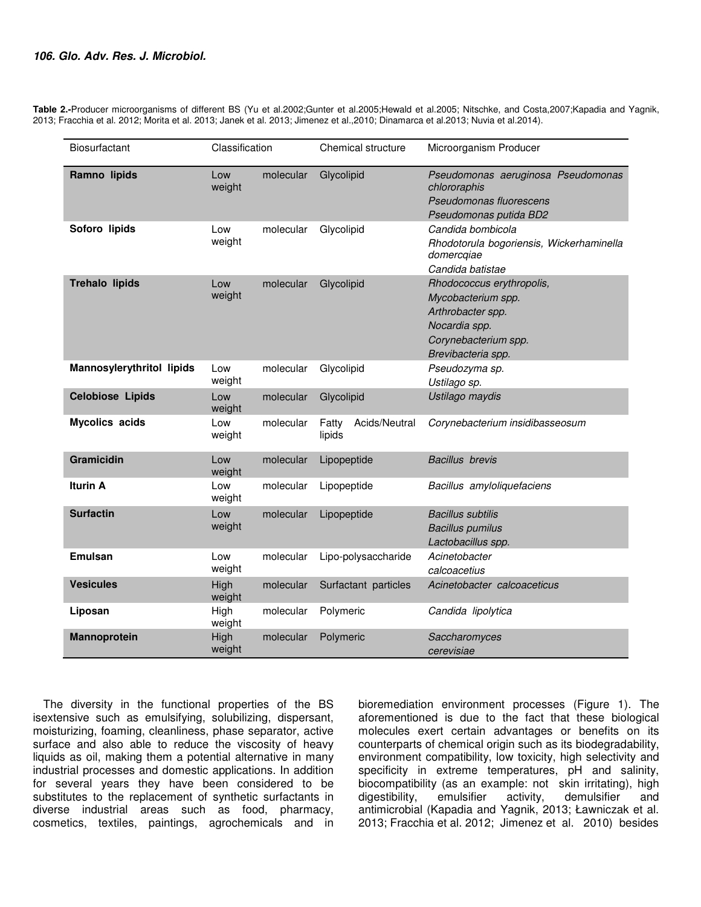**Table 2.-**Producer microorganisms of different BS (Yu et al.2002;Gunter et al.2005;Hewald et al.2005; Nitschke, and Costa,2007;Kapadia and Yagnik, 2013; Fracchia et al. 2012; Morita et al. 2013; Janek et al. 2013; Jimenez et al.,2010; Dinamarca et al.2013; Nuvia et al.2014).

| Biosurfactant | Classification | Chemical structure | Microorganism Producer |
|---|---|---|---|
| **Ramno lipids** | Low molecular weight | Glycolipid | *Pseudomonas aeruginosa Pseudomonas chlororaphis*<br>*Pseudomonas fluorescens*<br>*Pseudomonas putida BD2* |
| **Soforo lipids** | Low molecular weight | Glycolipid | *Candida bombicola*<br>*Rhodotorula bogoriensis, Wickerhaminella domercqiae*<br>*Candida batistae* |
| **Trehalo lipids** | Low molecular weight | Glycolipid | *Rhodococcus erythropolis,*<br>*Mycobacterium spp.*<br>*Arthrobacter spp.*<br>*Nocardia spp.*<br>*Corynebacterium spp.*<br>*Brevibacteria spp.* |
| **Mannosylerythritol lipids** | Low molecular weight | Glycolipid | *Pseudozyma sp.*<br>*Ustilago sp.* |
| **Celobiose Lipids** | Low molecular weight | Glycolipid | *Ustilago maydis* |
| **Mycolics acids** | Low molecular weight | Fatty Acids/Neutral lipids | *Corynebacterium insidibasseosum* |
| **Gramicidin** | Low molecular weight | Lipopeptide | *Bacillus brevis* |
| **Iturin A** | Low molecular weight | Lipopeptide | *Bacillus amyloliquefaciens* |
| **Surfactin** | Low molecular weight | Lipopeptide | *Bacillus subtilis*<br>*Bacillus pumilus*<br>*Lactobacillus spp.* |
| **Emulsan** | Low molecular weight | Lipo-polysaccharide | *Acinetobacter calcoacetius* |
| **Vesicules** | High molecular weight | Surfactant particles | *Acinetobacter calcoaceticus* |
| **Liposan** | High molecular weight | Polymeric | *Candida lipolytica* |
| **Mannoprotein** | High molecular weight | Polymeric | *Saccharomyces cerevisiae* |

The diversity in the functional properties of the BS isextensive such as emulsifying, solubilizing, dispersant, moisturizing, foaming, cleanliness, phase separator, active surface and also able to reduce the viscosity of heavy liquids as oil, making them a potential alternative in many industrial processes and domestic applications. In addition for several years they have been considered to be substitutes to the replacement of synthetic surfactants in diverse industrial areas such as food, pharmacy, cosmetics, textiles, paintings, agrochemicals and in bioremediation environment processes (Figure 1). The aforementioned is due to the fact that these biological molecules exert certain advantages or benefits on its counterparts of chemical origin such as its biodegradability, environment compatibility, low toxicity, high selectivity and specificity in extreme temperatures, pH and salinity, biocompatibility (as an example: not skin irritating), high digestibility, emulsifier activity, demulsifier and antimicrobial (Kapadia and Yagnik, 2013; Ławniczak et al. 2013; Fracchia et al. 2012; Jimenez et al. 2010) besides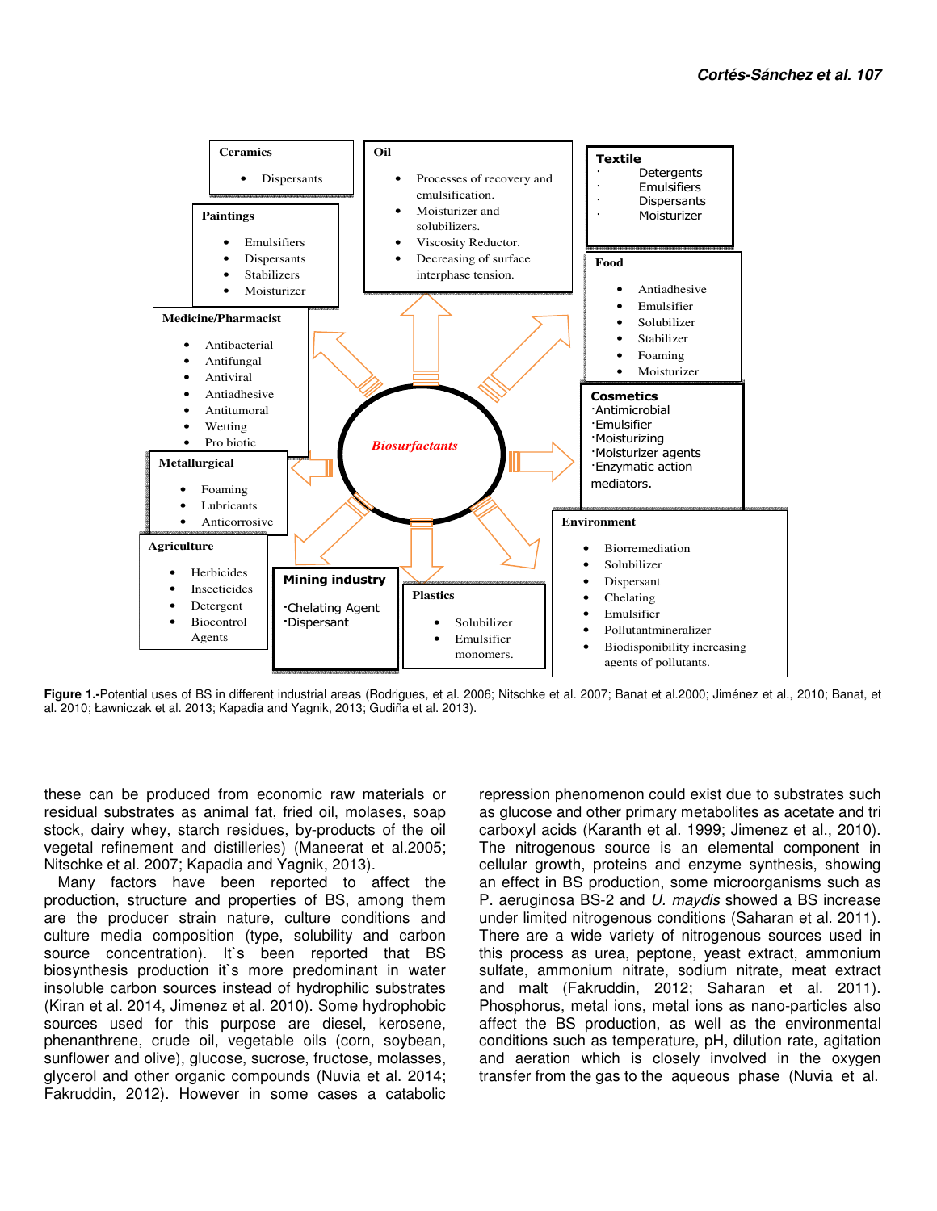**Biosurfactants**

**Ceramics**
- Dispersants

**Oil**
- Processes of recovery and emulsification.
- Moisturizer and solubilizers.
- Viscosity Reductor.
- Decreasing of surface interphase tension.

**Textile**
- Detergents
- Emulsifiers
- Dispersants
- Moisturizer

**Paintings**
- Emulsifiers
- Dispersants
- Stabilizers
- Moisturizer

**Food**
- Antiadhesive
- Emulsifier
- Solubilizer
- Stabilizer
- Foaming
- Moisturizer

**Medicine/Pharmacist**
- Antibacterial
- Antifungal
- Antiviral
- Antiadhesive
- Antitumoral
- Wetting
- Pro biotic

**Cosmetics**
- Antimicrobial
- Emulsifier
- Moisturizing
- Moisturizer agents
- Enzymatic action mediators.

**Metallurgical**
- Foaming
- Lubricants
- Anticorrosive

**Agriculture**
- Herbicides
- Insecticides
- Detergent
- Biocontrol Agents

**Mining industry**
- Chelating Agent
- Dispersant

**Plastics**
- Solubilizer
- Emulsifier monomers.

**Environment**
- Biorremediation
- Solubilizer
- Dispersant
- Chelating
- Emulsifier
- Pollutantmineralizer
- Biodisponibility increasing agents of pollutants.

**Figure 1.-**Potential uses of BS in different industrial areas (Rodrigues, et al. 2006; Nitschke et al. 2007; Banat et al.2000; Jiménez et al., 2010; Banat, et al. 2010; Ławniczak et al. 2013; Kapadia and Yagnik, 2013; Gudiña et al. 2013).

these can be produced from economic raw materials or residual substrates as animal fat, fried oil, molases, soap stock, dairy whey, starch residues, by-products of the oil vegetal refinement and distilleries) (Maneerat et al.2005; Nitschke et al. 2007; Kapadia and Yagnik, 2013).

Many factors have been reported to affect the production, structure and properties of BS, among them are the producer strain nature, culture conditions and culture media composition (type, solubility and carbon source concentration). It`s been reported that BS biosynthesis production it`s more predominant in water insoluble carbon sources instead of hydrophilic substrates (Kiran et al. 2014, Jimenez et al. 2010). Some hydrophobic sources used for this purpose are diesel, kerosene, phenanthrene, crude oil, vegetable oils (corn, soybean, sunflower and olive), glucose, sucrose, fructose, molasses, glycerol and other organic compounds (Nuvia et al. 2014; Fakruddin, 2012). However in some cases a catabolic repression phenomenon could exist due to substrates such as glucose and other primary metabolites as acetate and tri carboxyl acids (Karanth et al. 1999; Jimenez et al., 2010). The nitrogenous source is an elemental component in cellular growth, proteins and enzyme synthesis, showing an effect in BS production, some microorganisms such as P. aeruginosa BS-2 and *U. maydis* showed a BS increase under limited nitrogenous conditions (Saharan et al. 2011). There are a wide variety of nitrogenous sources used in this process as urea, peptone, yeast extract, ammonium sulfate, ammonium nitrate, sodium nitrate, meat extract and malt (Fakruddin, 2012; Saharan et al. 2011). Phosphorus, metal ions, metal ions as nano-particles also affect the BS production, as well as the environmental conditions such as temperature, pH, dilution rate, agitation and aeration which is closely involved in the oxygen transfer from the gas to the aqueous phase (Nuvia et al.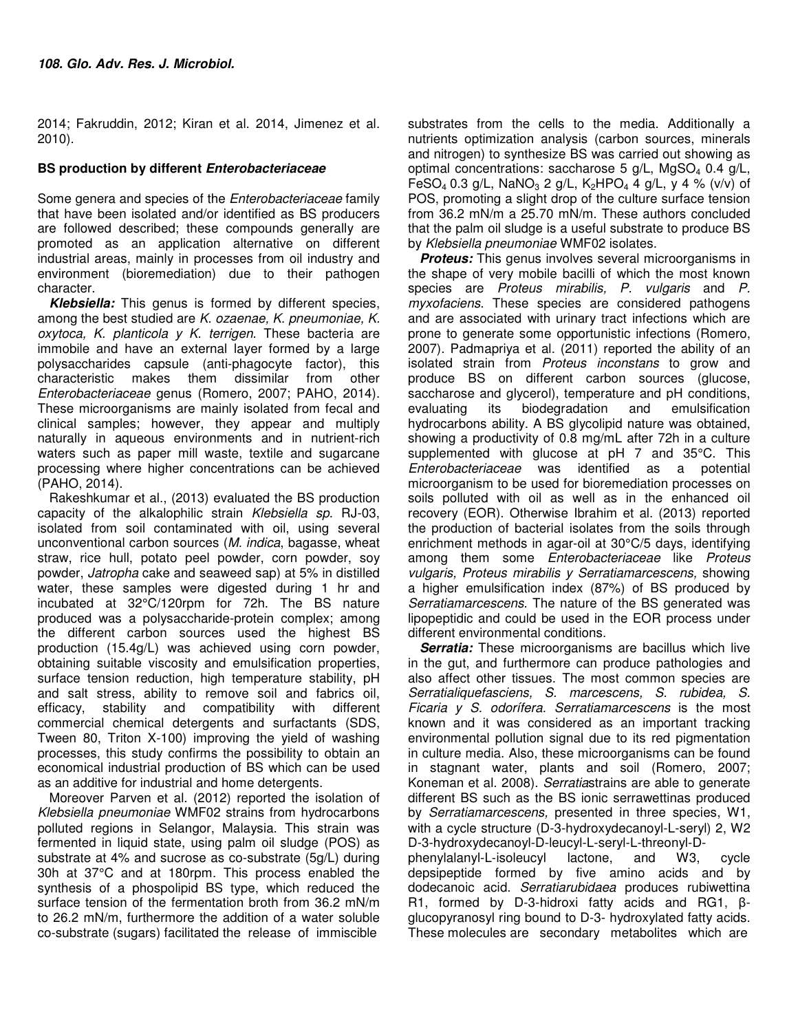2014; Fakruddin, 2012; Kiran et al. 2014, Jimenez et al. 2010).

## BS production by different *Enterobacteriaceae*

Some genera and species of the *Enterobacteriaceae* family that have been isolated and/or identified as BS producers are followed described; these compounds generally are promoted as an application alternative on different industrial areas, mainly in processes from oil industry and environment (bioremediation) due to their pathogen character.

***Klebsiella:*** This genus is formed by different species, among the best studied are *K. ozaenae, K. pneumoniae, K. oxytoca, K. planticola y K. terrigen.* These bacteria are immobile and have an external layer formed by a large polysaccharides capsule (anti-phagocyte factor), this characteristic makes them dissimilar from other *Enterobacteriaceae* genus (Romero, 2007; PAHO, 2014). These microorganisms are mainly isolated from fecal and clinical samples; however, they appear and multiply naturally in aqueous environments and in nutrient-rich waters such as paper mill waste, textile and sugarcane processing where higher concentrations can be achieved (PAHO, 2014).

Rakeshkumar et al., (2013) evaluated the BS production capacity of the alkalophilic strain *Klebsiella sp.* RJ-03, isolated from soil contaminated with oil, using several unconventional carbon sources (*M. indica*, bagasse, wheat straw, rice hull, potato peel powder, corn powder, soy powder, *Jatropha* cake and seaweed sap) at 5% in distilled water, these samples were digested during 1 hr and incubated at 32°C/120rpm for 72h. The BS nature produced was a polysaccharide-protein complex; among the different carbon sources used the highest BS production (15.4g/L) was achieved using corn powder, obtaining suitable viscosity and emulsification properties, surface tension reduction, high temperature stability, pH and salt stress, ability to remove soil and fabrics oil, efficacy, stability and compatibility with different commercial chemical detergents and surfactants (SDS, Tween 80, Triton X-100) improving the yield of washing processes, this study confirms the possibility to obtain an economical industrial production of BS which can be used as an additive for industrial and home detergents.

Moreover Parven et al. (2012) reported the isolation of *Klebsiella pneumoniae* WMF02 strains from hydrocarbons polluted regions in Selangor, Malaysia. This strain was fermented in liquid state, using palm oil sludge (POS) as substrate at 4% and sucrose as co-substrate (5g/L) during 30h at 37°C and at 180rpm. This process enabled the synthesis of a phospholipid BS type, which reduced the surface tension of the fermentation broth from 36.2 mN/m to 26.2 mN/m, furthermore the addition of a water soluble co-substrate (sugars) facilitated the release of immiscible substrates from the cells to the media. Additionally a nutrients optimization analysis (carbon sources, minerals and nitrogen) to synthesize BS was carried out showing as optimal concentrations: saccharose 5 g/L, $MgSO_4$ 0.4 g/L, $FeSO_4$ 0.3 g/L, $NaNO_3$ 2 g/L, $K_2HPO_4$ 4 g/L, y 4 % (v/v) of POS, promoting a slight drop of the culture surface tension from 36.2 mN/m a 25.70 mN/m. These authors concluded that the palm oil sludge is a useful substrate to produce BS by *Klebsiella pneumoniae* WMF02 isolates.

***Proteus:*** This genus involves several microorganisms in the shape of very mobile bacilli of which the most known species are *Proteus mirabilis, P. vulgaris* and *P. myxofaciens*. These species are considered pathogens and are associated with urinary tract infections which are prone to generate some opportunistic infections (Romero, 2007). Padmapriya et al. (2011) reported the ability of an isolated strain from *Proteus inconstans* to grow and produce BS on different carbon sources (glucose, saccharose and glycerol), temperature and pH conditions, evaluating its biodegradation and emulsification hydrocarbons ability. A BS glycolipid nature was obtained, showing a productivity of 0.8 mg/mL after 72h in a culture supplemented with glucose at pH 7 and 35°C. This *Enterobacteriaceae* was identified as a potential microorganism to be used for bioremediation processes on soils polluted with oil as well as in the enhanced oil recovery (EOR). Otherwise Ibrahim et al. (2013) reported the production of bacterial isolates from the soils through enrichment methods in agar-oil at 30°C/5 days, identifying among them some *Enterobacteriaceae* like *Proteus vulgaris, Proteus mirabilis y Serratiamarcescens,* showing a higher emulsification index (87%) of BS produced by *Serratiamarcescens*. The nature of the BS generated was lipopeptidic and could be used in the EOR process under different environmental conditions.

***Serratia:*** These microorganisms are bacillus which live in the gut, and furthermore can produce pathologies and also affect other tissues. The most common species are *Serratialiquefasciens, S. marcescens, S. rubidea, S. Ficaria y S. odorífera. Serratiamarcescens* is the most known and it was considered as an important tracking environmental pollution signal due to its red pigmentation in culture media. Also, these microorganisms can be found in stagnant water, plants and soil (Romero, 2007; Koneman et al. 2008). *Serratia*strains are able to generate different BS such as the BS ionic serrawettinas produced by *Serratiamarcescens,* presented in three species, W1, with a cycle structure (D-3-hydroxydecanoyl-L-seryl) 2, W2 D-3-hydroxydecanoyl-D-leucyl-L-seryl-L-threonyl-D-phenylalanyl-L-isoleucyl lactone, and W3, cycle depsipeptide formed by five amino acids and by dodecanoic acid. *Serratiarubidaea* produces rubiwettina R1, formed by D-3-hidroxi fatty acids and RG1, β-glucopyranosyl ring bound to D-3- hydroxylated fatty acids. These molecules are secondary metabolites which are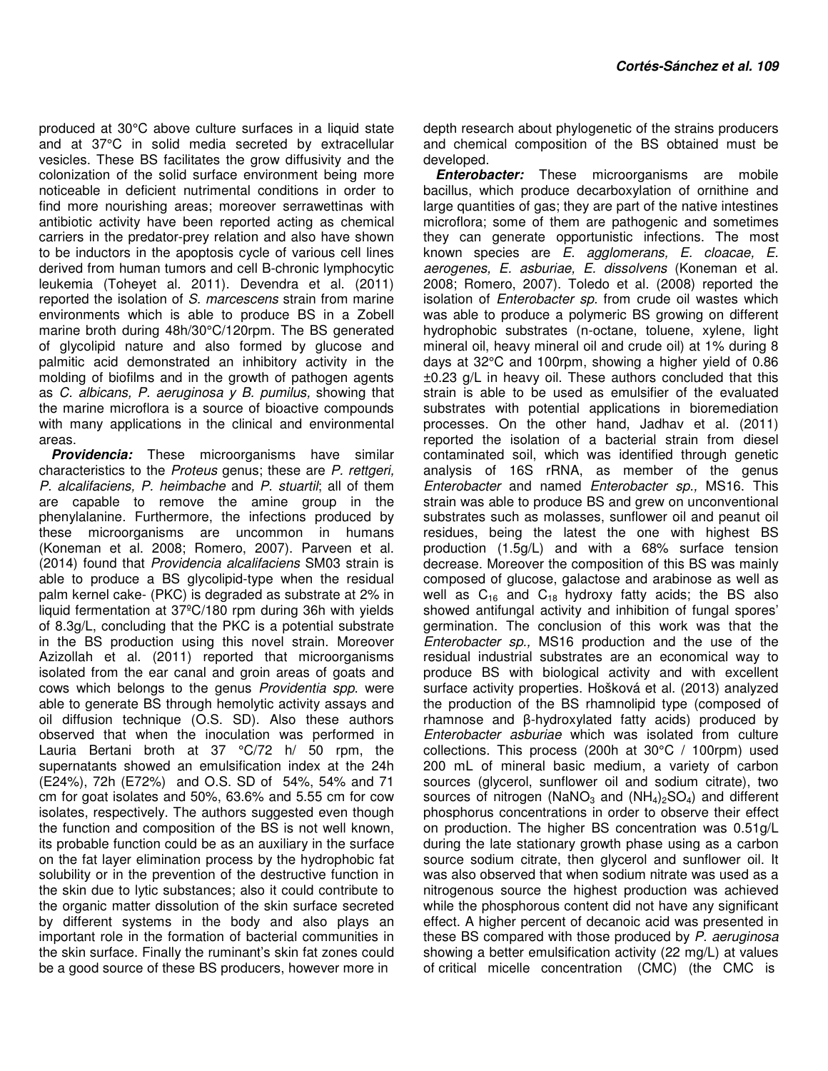produced at 30°C above culture surfaces in a liquid state and at 37°C in solid media secreted by extracellular vesicles. These BS facilitates the grow diffusivity and the colonization of the solid surface environment being more noticeable in deficient nutrimental conditions in order to find more nourishing areas; moreover serrawettinas with antibiotic activity have been reported acting as chemical carriers in the predator-prey relation and also have shown to be inductors in the apoptosis cycle of various cell lines derived from human tumors and cell B-chronic lymphocytic leukemia (Toheyet al. 2011). Devendra et al. (2011) reported the isolation of *S. marcescens* strain from marine environments which is able to produce BS in a Zobell marine broth during 48h/30°C/120rpm. The BS generated of glycolipid nature and also formed by glucose and palmitic acid demonstrated an inhibitory activity in the molding of biofilms and in the growth of pathogen agents as *C. albicans, P. aeruginosa y B. pumilus,* showing that the marine microflora is a source of bioactive compounds with many applications in the clinical and environmental areas.

***Providencia:*** These microorganisms have similar characteristics to the *Proteus* genus; these are *P. rettgeri, P. alcalifaciens, P. heimbache* and *P. stuartil*; all of them are capable to remove the amine group in the phenylalanine. Furthermore, the infections produced by these microorganisms are uncommon in humans (Koneman et al. 2008; Romero, 2007). Parveen et al. (2014) found that *Providencia alcalifaciens* SM03 strain is able to produce a BS glycolipid-type when the residual palm kernel cake- (PKC) is degraded as substrate at 2% in liquid fermentation at 37ºC/180 rpm during 36h with yields of 8.3g/L, concluding that the PKC is a potential substrate in the BS production using this novel strain. Moreover Azizollah et al. (2011) reported that microorganisms isolated from the ear canal and groin areas of goats and cows which belongs to the genus *Providentia spp*. were able to generate BS through hemolytic activity assays and oil diffusion technique (O.S. SD). Also these authors observed that when the inoculation was performed in Lauria Bertani broth at 37 °C/72 h/ 50 rpm, the supernatants showed an emulsification index at the 24h (E24%), 72h (E72%) and O.S. SD of 54%, 54% and 71 cm for goat isolates and 50%, 63.6% and 5.55 cm for cow isolates, respectively. The authors suggested even though the function and composition of the BS is not well known, its probable function could be as an auxiliary in the surface on the fat layer elimination process by the hydrophobic fat solubility or in the prevention of the destructive function in the skin due to lytic substances; also it could contribute to the organic matter dissolution of the skin surface secreted by different systems in the body and also plays an important role in the formation of bacterial communities in the skin surface. Finally the ruminant's skin fat zones could be a good source of these BS producers, however more in depth research about phylogenetic of the strains producers and chemical composition of the BS obtained must be developed.

***Enterobacter:*** These microorganisms are mobile bacillus, which produce decarboxylation of ornithine and large quantities of gas; they are part of the native intestines microflora; some of them are pathogenic and sometimes they can generate opportunistic infections. The most known species are *E. agglomerans, E. cloacae, E. aerogenes, E. asburiae, E. dissolvens* (Koneman et al. 2008; Romero, 2007). Toledo et al. (2008) reported the isolation of *Enterobacter sp.* from crude oil wastes which was able to produce a polymeric BS growing on different hydrophobic substrates (n-octane, toluene, xylene, light mineral oil, heavy mineral oil and crude oil) at 1% during 8 days at 32°C and 100rpm, showing a higher yield of 0.86 ±0.23 g/L in heavy oil. These authors concluded that this strain is able to be used as emulsifier of the evaluated substrates with potential applications in bioremediation processes. On the other hand, Jadhav et al. (2011) reported the isolation of a bacterial strain from diesel contaminated soil, which was identified through genetic analysis of 16S rRNA, as member of the genus *Enterobacter* and named *Enterobacter sp.,* MS16. This strain was able to produce BS and grew on unconventional substrates such as molasses, sunflower oil and peanut oil residues, being the latest the one with highest BS production (1.5g/L) and with a 68% surface tension decrease. Moreover the composition of this BS was mainly composed of glucose, galactose and arabinose as well as well as $C_{16}$ and $C_{18}$ hydroxy fatty acids; the BS also showed antifungal activity and inhibition of fungal spores' germination. The conclusion of this work was that the *Enterobacter sp.,* MS16 production and the use of the residual industrial substrates are an economical way to produce BS with biological activity and with excellent surface activity properties. Hošková et al. (2013) analyzed the production of the BS rhamnolipid type (composed of rhamnose and β-hydroxylated fatty acids) produced by *Enterobacter asburiae* which was isolated from culture collections. This process (200h at 30°C / 100rpm) used 200 mL of mineral basic medium, a variety of carbon sources (glycerol, sunflower oil and sodium citrate), two sources of nitrogen ($NaNO_3$ and $(NH_4)_2SO_4$) and different phosphorus concentrations in order to observe their effect on production. The higher BS concentration was 0.51g/L during the late stationary growth phase using as a carbon source sodium citrate, then glycerol and sunflower oil. It was also observed that when sodium nitrate was used as a nitrogenous source the highest production was achieved while the phosphorous content did not have any significant effect. A higher percent of decanoic acid was presented in these BS compared with those produced by *P. aeruginosa* showing a better emulsification activity (22 mg/L) at values of critical micelle concentration (CMC) (the CMC is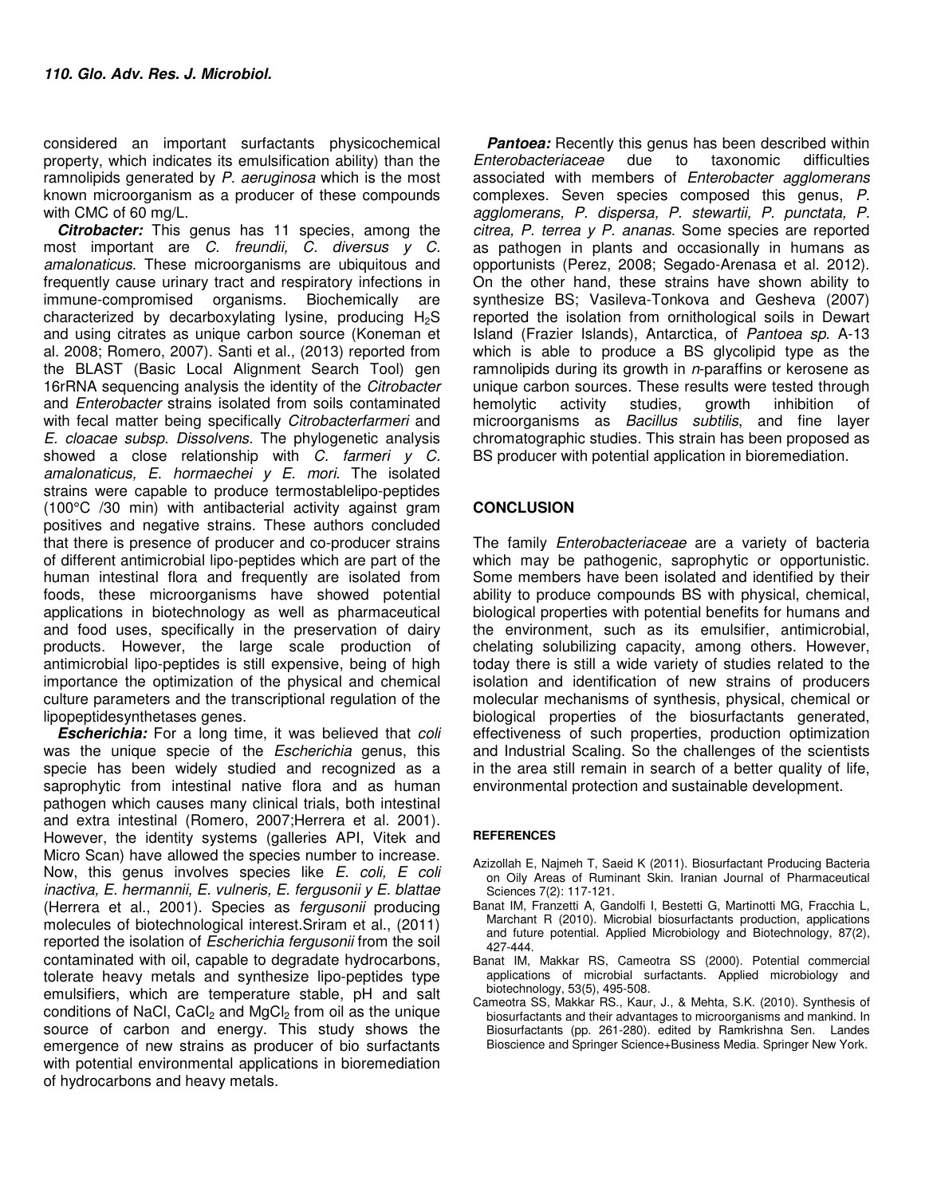considered an important surfactants physicochemical property, which indicates its emulsification ability) than the ramnolipids generated by *P. aeruginosa* which is the most known microorganism as a producer of these compounds with CMC of 60 mg/L.

***Citrobacter:*** This genus has 11 species, among the most important are *C. freundii, C. diversus y C. amalonaticus*. These microorganisms are ubiquitous and frequently cause urinary tract and respiratory infections in immune-compromised organisms. Biochemically are characterized by decarboxylating lysine, producing $H_2S$ and using citrates as unique carbon source (Koneman et al. 2008; Romero, 2007). Santi et al., (2013) reported from the BLAST (Basic Local Alignment Search Tool) gen 16rRNA sequencing analysis the identity of the *Citrobacter* and *Enterobacter* strains isolated from soils contaminated with fecal matter being specifically *Citrobacterfarmeri* and *E. cloacae subsp. Dissolvens*. The phylogenetic analysis showed a close relationship with *C. farmeri y C. amalonaticus, E. hormaechei y E. mori*. The isolated strains were capable to produce termostablelipo-peptides (100°C /30 min) with antibacterial activity against gram positives and negative strains. These authors concluded that there is presence of producer and co-producer strains of different antimicrobial lipo-peptides which are part of the human intestinal flora and frequently are isolated from foods, these microorganisms have showed potential applications in biotechnology as well as pharmaceutical and food uses, specifically in the preservation of dairy products. However, the large scale production of antimicrobial lipo-peptides is still expensive, being of high importance the optimization of the physical and chemical culture parameters and the transcriptional regulation of the lipopeptidesynthetases genes.

***Escherichia:*** For a long time, it was believed that *coli* was the unique specie of the *Escherichia* genus, this specie has been widely studied and recognized as a saprophytic from intestinal native flora and as human pathogen which causes many clinical trials, both intestinal and extra intestinal (Romero, 2007;Herrera et al. 2001). However, the identity systems (galleries API, Vitek and Micro Scan) have allowed the species number to increase. Now, this genus involves species like *E. coli, E coli inactiva, E. hermannii, E. vulneris, E. fergusonii y E. blattae* (Herrera et al., 2001). Species as *fergusonii* producing molecules of biotechnological interest.Sriram et al., (2011) reported the isolation of *Escherichia fergusonii* from the soil contaminated with oil, capable to degradate hydrocarbons, tolerate heavy metals and synthesize lipo-peptides type emulsifiers, which are temperature stable, pH and salt conditions of NaCl, $CaCl_2$ and $MgCl_2$ from oil as the unique source of carbon and energy. This study shows the emergence of new strains as producer of bio surfactants with potential environmental applications in bioremediation of hydrocarbons and heavy metals.

***Pantoea:*** Recently this genus has been described within *Enterobacteriaceae* due to taxonomic difficulties associated with members of *Enterobacter agglomerans* complexes. Seven species composed this genus, *P. agglomerans, P. dispersa, P. stewartii, P. punctata, P. citrea, P. terrea y P. ananas*. Some species are reported as pathogen in plants and occasionally in humans as opportunists (Perez, 2008; Segado-Arenasa et al. 2012). On the other hand, these strains have shown ability to synthesize BS; Vasileva-Tonkova and Gesheva (2007) reported the isolation from ornithological soils in Dewart Island (Frazier Islands), Antarctica, of *Pantoea sp*. A-13 which is able to produce a BS glycolipid type as the ramnolipids during its growth in *n*-paraffins or kerosene as unique carbon sources. These results were tested through hemolytic activity studies, growth inhibition of microorganisms as *Bacillus subtilis*, and fine layer chromatographic studies. This strain has been proposed as BS producer with potential application in bioremediation.

## CONCLUSION

The family *Enterobacteriaceae* are a variety of bacteria which may be pathogenic, saprophytic or opportunistic. Some members have been isolated and identified by their ability to produce compounds BS with physical, chemical, biological properties with potential benefits for humans and the environment, such as its emulsifier, antimicrobial, chelating solubilizing capacity, among others. However, today there is still a wide variety of studies related to the isolation and identification of new strains of producers molecular mechanisms of synthesis, physical, chemical or biological properties of the biosurfactants generated, effectiveness of such properties, production optimization and Industrial Scaling. So the challenges of the scientists in the area still remain in search of a better quality of life, environmental protection and sustainable development.

## REFERENCES

Azizollah E, Najmeh T, Saeid K (2011). Biosurfactant Producing Bacteria on Oily Areas of Ruminant Skin. Iranian Journal of Pharmaceutical Sciences 7(2): 117-121.

Banat IM, Franzetti A, Gandolfi I, Bestetti G, Martinotti MG, Fracchia L, Marchant R (2010). Microbial biosurfactants production, applications and future potential. Applied Microbiology and Biotechnology, 87(2), 427-444.

Banat IM, Makkar RS, Cameotra SS (2000). Potential commercial applications of microbial surfactants. Applied microbiology and biotechnology, 53(5), 495-508.

Cameotra SS, Makkar RS., Kaur, J., & Mehta, S.K. (2010). Synthesis of biosurfactants and their advantages to microorganisms and mankind. In Biosurfactants (pp. 261-280). edited by Ramkrishna Sen. Landes Bioscience and Springer Science+Business Media. Springer New York.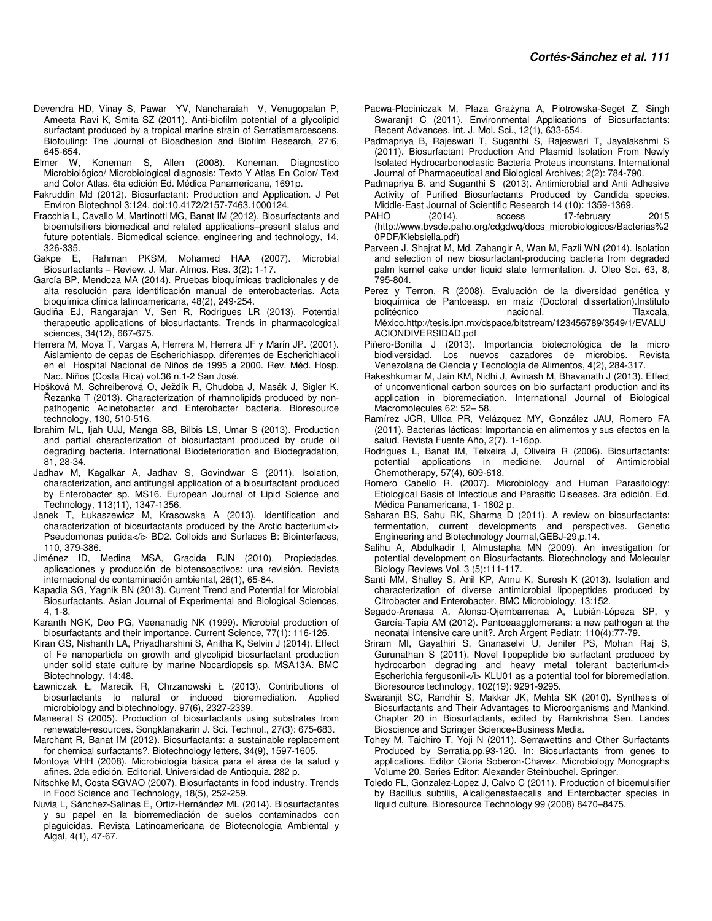Devendra HD, Vinay S, Pawar YV, Nancharaiah V, Venugopalan P, Ameeta Ravi K, Smita SZ (2011). Anti-biofilm potential of a glycolipid surfactant produced by a tropical marine strain of Serratiamarcescens. Biofouling: The Journal of Bioadhesion and Biofilm Research, 27:6, 645-654.

Elmer W, Koneman S, Allen (2008). Koneman. Diagnostico Microbiológico/ Microbiological diagnosis: Texto Y Atlas En Color/ Text and Color Atlas. 6ta edición Ed. Médica Panamericana, 1691p.

Fakruddin Md (2012). Biosurfactant: Production and Application. J Pet Environ Biotechnol 3:124. doi:10.4172/2157-7463.1000124.

Fracchia L, Cavallo M, Martinotti MG, Banat IM (2012). Biosurfactants and bioemulsifiers biomedical and related applications–present status and future potentials. Biomedical science, engineering and technology, 14, 326-335.

Gakpe E, Rahman PKSM, Mohamed HAA (2007). Microbial Biosurfactants – Review. J. Mar. Atmos. Res. 3(2): 1-17.

García BP, Mendoza MA (2014). Pruebas bioquímicas tradicionales y de alta resolución para identificación manual de enterobacterias. Acta bioquímica clínica latinoamericana, 48(2), 249-254.

Gudiña EJ, Rangarajan V, Sen R, Rodrigues LR (2013). Potential therapeutic applications of biosurfactants. Trends in pharmacological sciences, 34(12), 667-675.

Herrera M, Moya T, Vargas A, Herrera M, Herrera JF y Marín JP. (2001). Aislamiento de cepas de Escherichiaspp. diferentes de Escherichiacoli en el Hospital Nacional de Niños de 1995 a 2000. Rev. Méd. Hosp. Nac. Niños (Costa Rica) vol.36 n.1-2 San José.

Hošková M, Schreiberová O, Ježdík R, Chudoba J, Masák J, Sigler K, Řezanka T (2013). Characterization of rhamnolipids produced by non-pathogenic Acinetobacter and Enterobacter bacteria. Bioresource technology, 130, 510-516.

Ibrahim ML, Ijah UJJ, Manga SB, Bilbis LS, Umar S (2013). Production and partial characterization of biosurfactant produced by crude oil degrading bacteria. International Biodeterioration and Biodegradation, 81, 28-34.

Jadhav M, Kagalkar A, Jadhav S, Govindwar S (2011). Isolation, characterization, and antifungal application of a biosurfactant produced by Enterobacter sp. MS16. European Journal of Lipid Science and Technology, 113(11), 1347-1356.

Janek T, Łukaszewicz M, Krasowska A (2013). Identification and characterization of biosurfactants produced by the Arctic bacterium<i> Pseudomonas putida</i> BD2. Colloids and Surfaces B: Biointerfaces, 110, 379-386.

Jiménez ID, Medina MSA, Gracida RJN (2010). Propiedades, aplicaciones y producción de biotensoactivos: una revisión. Revista internacional de contaminación ambiental, 26(1), 65-84.

Kapadia SG, Yagnik BN (2013). Current Trend and Potential for Microbial Biosurfactants. Asian Journal of Experimental and Biological Sciences, 4, 1-8.

Karanth NGK, Deo PG, Veenanadig NK (1999). Microbial production of biosurfactants and their importance. Current Science, 77(1): 116-126.

Kiran GS, Nishanth LA, Priyadharshini S, Anitha K, Selvin J (2014). Effect of Fe nanoparticle on growth and glycolipid biosurfactant production under solid state culture by marine Nocardiopsis sp. MSA13A. BMC Biotechnology, 14:48.

Ławniczak Ł, Marecik R, Chrzanowski Ł (2013). Contributions of biosurfactants to natural or induced bioremediation. Applied microbiology and biotechnology, 97(6), 2327-2339.

Maneerat S (2005). Production of biosurfactants using substrates from renewable-resources. Songklanakarin J. Sci. Technol., 27(3): 675-683.

Marchant R, Banat IM (2012). Biosurfactants: a sustainable replacement for chemical surfactants?. Biotechnology letters, 34(9), 1597-1605.

Montoya VHH (2008). Microbiología básica para el área de la salud y afines. 2da edición. Editorial. Universidad de Antioquia. 282 p.

Nitschke M, Costa SGVAO (2007). Biosurfactants in food industry. Trends in Food Science and Technology, 18(5), 252-259.

Nuvia L, Sánchez-Salinas E, Ortiz-Hernández ML (2014). Biosurfactantes y su papel en la biorremediación de suelos contaminados con plaguicidas. Revista Latinoamericana de Biotecnología Ambiental y Algal, 4(1), 47-67.

Pacwa-Płociniczak M, Płaza Grażyna A, Piotrowska-Seget Z, Singh Swaranjit C (2011). Environmental Applications of Biosurfactants: Recent Advances. Int. J. Mol. Sci., 12(1), 633-654.

Padmapriya B, Rajeswari T, Suganthi S, Rajeswari T, Jayalakshmi S (2011). Biosurfactant Production And Plasmid Isolation From Newly Isolated Hydrocarbonoclastic Bacteria Proteus inconstans. International Journal of Pharmaceutical and Biological Archives; 2(2): 784-790.

Padmapriya B. and Suganthi S (2013). Antimicrobial and Anti Adhesive Activity of Purified Biosurfactants Produced by Candida species. Middle-East Journal of Scientific Research 14 (10): 1359-1369.

PAHO (2014). access 17-february 2015 (http://www.bvsde.paho.org/cdgdwq/docs_microbiologicos/Bacterias%20PDF/Klebsiella.pdf)

Parveen J, Shajrat M, Md. Zahangir A, Wan M, Fazli WN (2014). Isolation and selection of new biosurfactant-producing bacteria from degraded palm kernel cake under liquid state fermentation. J. Oleo Sci. 63, 8, 795-804.

Perez y Terron, R (2008). Evaluación de la diversidad genética y bioquímica de Pantoeasp. en maíz (Doctoral dissertation).Instituto politécnico nacional. Tlaxcala, México.http://tesis.ipn.mx/dspace/bitstream/123456789/3549/1/EVALUACIONDIVERSIDAD.pdf

Piñero-Bonilla J (2013). Importancia biotecnológica de la micro biodiversidad. Los nuevos cazadores de microbios. Revista Venezolana de Ciencia y Tecnología de Alimentos, 4(2), 284-317.

Rakeshkumar M, Jain KM, Nidhi J, Avinash M, Bhavanath J (2013). Effect of unconventional carbon sources on bio surfactant production and its application in bioremediation. International Journal of Biological Macromolecules 62: 52– 58.

Ramírez JCR, Ulloa PR, Velázquez MY, González JAU, Romero FA (2011). Bacterias lácticas: Importancia en alimentos y sus efectos en la salud. Revista Fuente Año, 2(7). 1-16pp.

Rodrigues L, Banat IM, Teixeira J, Oliveira R (2006). Biosurfactants: potential applications in medicine. Journal of Antimicrobial Chemotherapy, 57(4), 609-618.

Romero Cabello R. (2007). Microbiology and Human Parasitology: Etiological Basis of Infectious and Parasitic Diseases. 3ra edición. Ed. Médica Panamericana, 1- 1802 p.

Saharan BS, Sahu RK, Sharma D (2011). A review on biosurfactants: fermentation, current developments and perspectives. Genetic Engineering and Biotechnology Journal,GEBJ-29,p.14.

Salihu A, Abdulkadir I, Almustapha MN (2009). An investigation for potential development on Biosurfactants. Biotechnology and Molecular Biology Reviews Vol. 3 (5):111-117.

Santi MM, Shalley S, Anil KP, Annu K, Suresh K (2013). Isolation and characterization of diverse antimicrobial lipopeptides produced by Citrobacter and Enterobacter. BMC Microbiology, 13:152.

Segado-Arenasa A, Alonso-Ojembarrenaa A, Lubián-Lópeza SP, y García-Tapia AM (2012). Pantoeaagglomerans: a new pathogen at the neonatal intensive care unit?. Arch Argent Pediatr; 110(4):77-79.

Sriram MI, Gayathiri S, Gnanaselvi U, Jenifer PS, Mohan Raj S, Gurunathan S (2011). Novel lipopeptide bio surfactant produced by hydrocarbon degrading and heavy metal tolerant bacterium<i> Escherichia fergusonii</i> KLU01 as a potential tool for bioremediation. Bioresource technology, 102(19): 9291-9295.

Swaranjit SC, Randhir S, Makkar JK, Mehta SK (2010). Synthesis of Biosurfactants and Their Advantages to Microorganisms and Mankind. Chapter 20 in Biosurfactants, edited by Ramkrishna Sen. Landes Bioscience and Springer Science+Business Media.

Tohey M, Taichiro T, Yoji N (2011). Serrawettins and Other Surfactants Produced by Serratia.pp.93-120. In: Biosurfactants from genes to applications. Editor Gloria Soberon-Chavez. Microbiology Monographs Volume 20. Series Editor: Alexander Steinbuchel. Springer.

Toledo FL, Gonzalez-Lopez J, Calvo C (2011). Production of bioemulsifier by Bacillus subtilis, Alcaligenesfaecalis and Enterobacter species in liquid culture. Bioresource Technology 99 (2008) 8470–8475.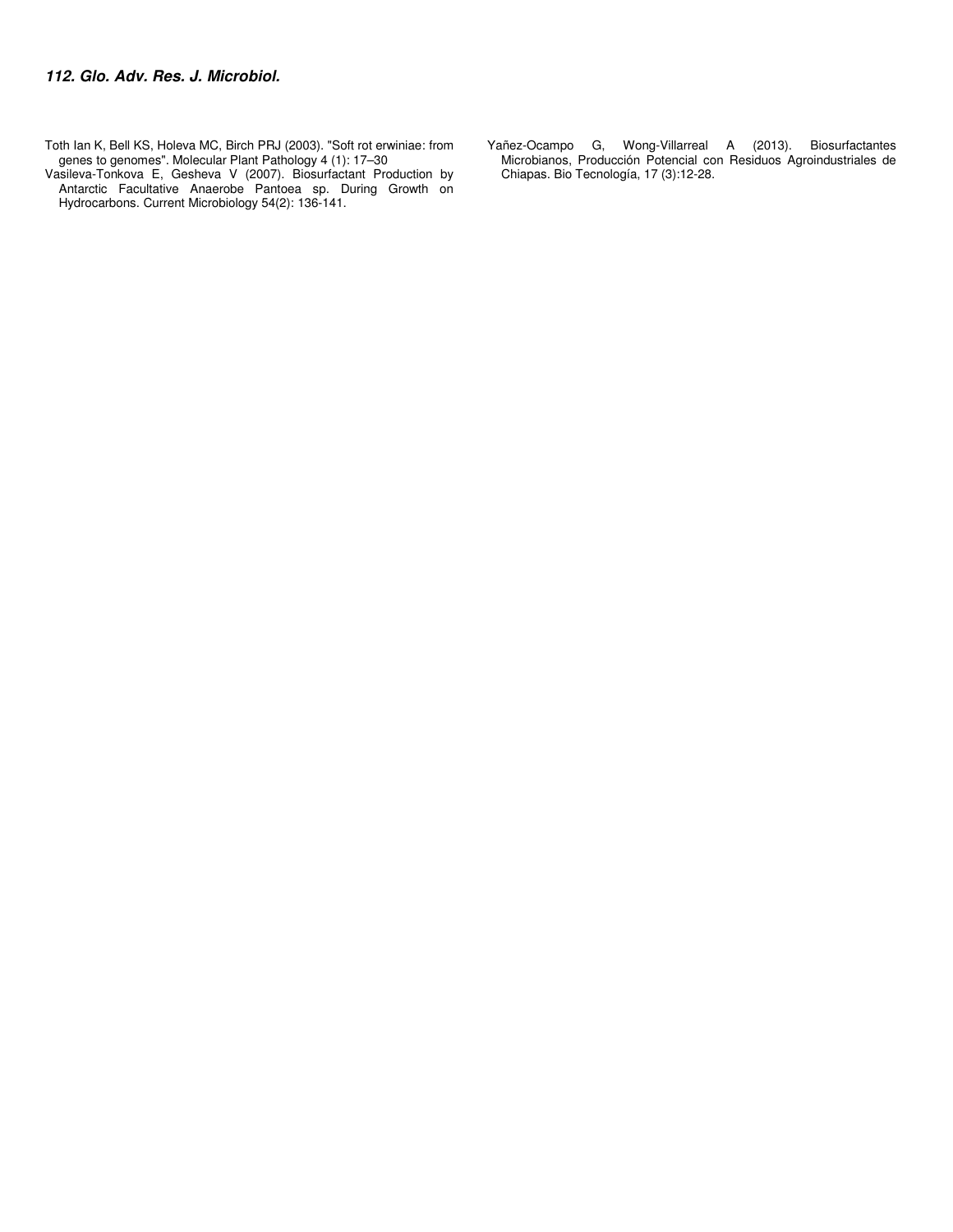Toth Ian K, Bell KS, Holeva MC, Birch PRJ (2003). "Soft rot erwiniae: from genes to genomes". Molecular Plant Pathology 4 (1): 17–30

Vasileva-Tonkova E, Gesheva V (2007). Biosurfactant Production by Antarctic Facultative Anaerobe Pantoea sp. During Growth on Hydrocarbons. Current Microbiology 54(2): 136-141.

Yañez-Ocampo G, Wong-Villarreal A (2013). Biosurfactantes Microbianos, Producción Potencial con Residuos Agroindustriales de Chiapas. Bio Tecnología, 17 (3):12-28.